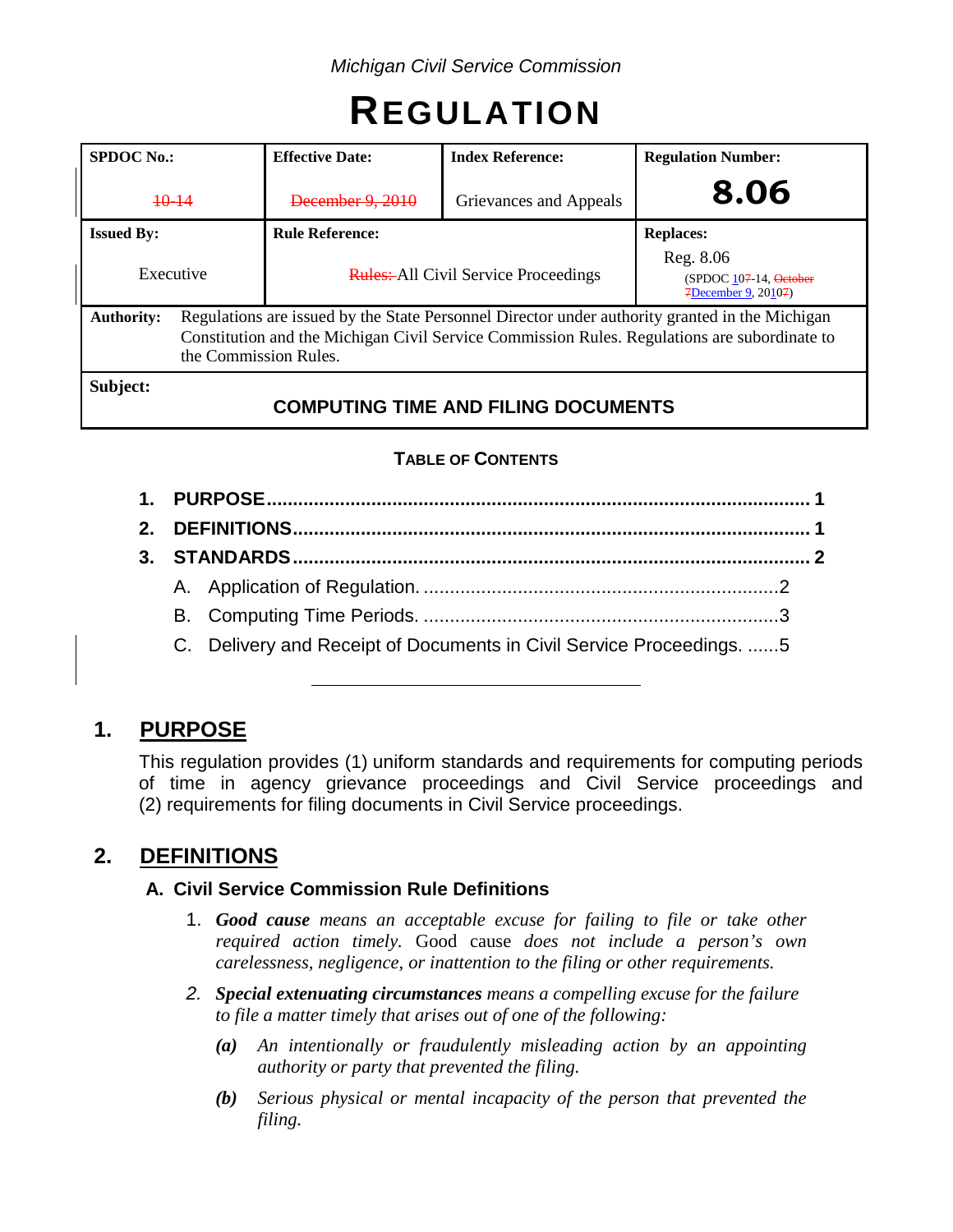*Michigan Civil Service Commission*

# REGULATION

| SPDOC No.: | Effective Date: | Index Reference: | Regulation Number: |
|---|---|---|---|
| ~~10-14~~ | ~~December 9, 2010~~ | Grievances and Appeals | **8.06** |
| **Issued By:** | **Rule Reference:** | | **Replaces:** |
| Executive | ~~Rules:~~ All Civil Service Proceedings | | Reg. 8.06 (SPDOC 10~~7~~-14, ~~October 7~~December 9, 2010~~7~~) |
| **Authority:** | Regulations are issued by the State Personnel Director under authority granted in the Michigan Constitution and the Michigan Civil Service Commission Rules. Regulations are subordinate to the Commission Rules. | | |
| **Subject:** | **COMPUTING TIME AND FILING DOCUMENTS** | | |

**TABLE OF CONTENTS**

1. **PURPOSE** ........ 1
2. **DEFINITIONS** ........ 1
3. **STANDARDS** ........ 2
   - A. Application of Regulation. ........ 2
   - B. Computing Time Periods. ........ 3
   - C. Delivery and Receipt of Documents in Civil Service Proceedings. ........ 5

---

## 1. PURPOSE

This regulation provides (1) uniform standards and requirements for computing periods of time in agency grievance proceedings and Civil Service proceedings and (2) requirements for filing documents in Civil Service proceedings.

## 2. DEFINITIONS

### A. Civil Service Commission Rule Definitions

1. ***Good cause*** *means an acceptable excuse for failing to file or take other required action timely.* Good cause *does not include a person's own carelessness, negligence, or inattention to the filing or other requirements.*

2. ***Special extenuating circumstances*** *means a compelling excuse for the failure to file a matter timely that arises out of one of the following:*

   ***(a)*** *An intentionally or fraudulently misleading action by an appointing authority or party that prevented the filing.*

   ***(b)*** *Serious physical or mental incapacity of the person that prevented the filing.*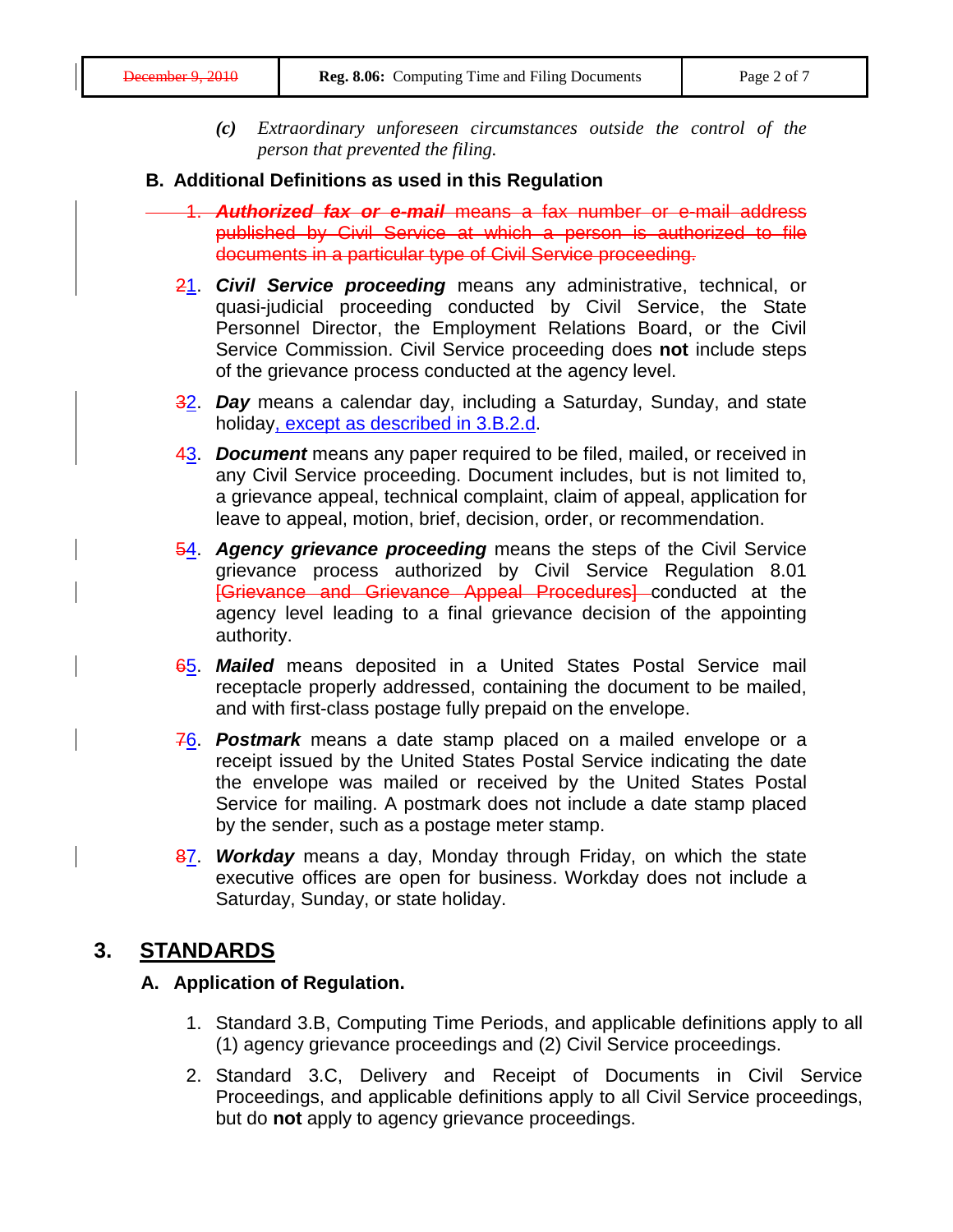*(c) Extraordinary unforeseen circumstances outside the control of the person that prevented the filing.*

### B. Additional Definitions as used in this Regulation

~~1. ***Authorized fax or e-mail*** means a fax number or e-mail address published by Civil Service at which a person is authorized to file documents in a particular type of Civil Service proceeding.~~

~~2~~1. ***Civil Service proceeding*** means any administrative, technical, or quasi-judicial proceeding conducted by Civil Service, the State Personnel Director, the Employment Relations Board, or the Civil Service Commission. Civil Service proceeding does **not** include steps of the grievance process conducted at the agency level.

~~3~~2. ***Day*** means a calendar day, including a Saturday, Sunday, and state holiday, except as described in 3.B.2.d.

~~4~~3. ***Document*** means any paper required to be filed, mailed, or received in any Civil Service proceeding. Document includes, but is not limited to, a grievance appeal, technical complaint, claim of appeal, application for leave to appeal, motion, brief, decision, order, or recommendation.

~~5~~4. ***Agency grievance proceeding*** means the steps of the Civil Service grievance process authorized by Civil Service Regulation 8.01 ~~[Grievance and Grievance Appeal Procedures]~~ conducted at the agency level leading to a final grievance decision of the appointing authority.

~~6~~5. ***Mailed*** means deposited in a United States Postal Service mail receptacle properly addressed, containing the document to be mailed, and with first-class postage fully prepaid on the envelope.

~~7~~6. ***Postmark*** means a date stamp placed on a mailed envelope or a receipt issued by the United States Postal Service indicating the date the envelope was mailed or received by the United States Postal Service for mailing. A postmark does not include a date stamp placed by the sender, such as a postage meter stamp.

~~8~~7. ***Workday*** means a day, Monday through Friday, on which the state executive offices are open for business. Workday does not include a Saturday, Sunday, or state holiday.

## 3. STANDARDS

### A. Application of Regulation.

1. Standard 3.B, Computing Time Periods, and applicable definitions apply to all (1) agency grievance proceedings and (2) Civil Service proceedings.
2. Standard 3.C, Delivery and Receipt of Documents in Civil Service Proceedings, and applicable definitions apply to all Civil Service proceedings, but do **not** apply to agency grievance proceedings.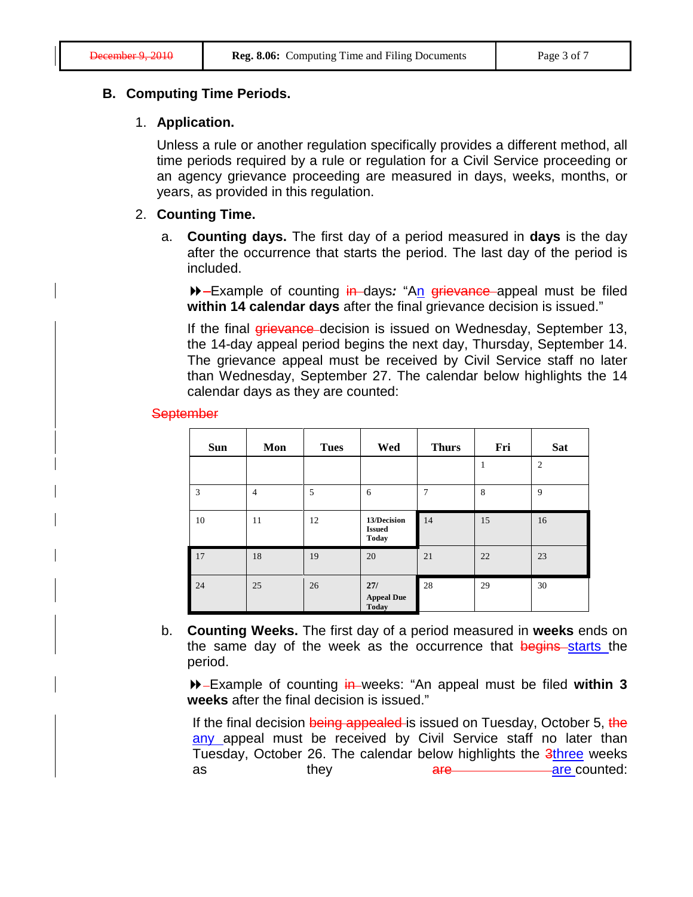## B. Computing Time Periods.

### 1. Application.

Unless a rule or another regulation specifically provides a different method, all time periods required by a rule or regulation for a Civil Service proceeding or an agency grievance proceeding are measured in days, weeks, months, or years, as provided in this regulation.

### 2. Counting Time.

a. **Counting days.** The first day of a period measured in **days** is the day after the occurrence that starts the period. The last day of the period is included.

⏩ ~~-~~Example of counting ~~in~~ days*:* "An ~~grievance~~ appeal must be filed **within 14 calendar days** after the final grievance decision is issued."

If the final ~~grievance~~ decision is issued on Wednesday, September 13, the 14-day appeal period begins the next day, Thursday, September 14. The grievance appeal must be received by Civil Service staff no later than Wednesday, September 27. The calendar below highlights the 14 calendar days as they are counted:

~~September~~

| Sun | Mon | Tues | Wed | Thurs | Fri | Sat |
|---|---|---|---|---|---|---|
| | | | | | 1 | 2 |
| 3 | 4 | 5 | 6 | 7 | 8 | 9 |
| 10 | 11 | 12 | **13/Decision Issued Today** | 14 | 15 | 16 |
| 17 | 18 | 19 | 20 | 21 | 22 | 23 |
| 24 | 25 | 26 | **27/ Appeal Due Today** | 28 | 29 | 30 |

b. **Counting Weeks.** The first day of a period measured in **weeks** ends on the same day of the week as the occurrence that ~~begins~~ starts the period.

⏩ Example of counting ~~in~~ weeks: "An appeal must be filed **within 3 weeks** after the final decision is issued."

If the final decision ~~being appealed~~ is issued on Tuesday, October 5, ~~the~~ any appeal must be received by Civil Service staff no later than Tuesday, October 26. The calendar below highlights the ~~3~~three weeks as they ~~are~~ are counted: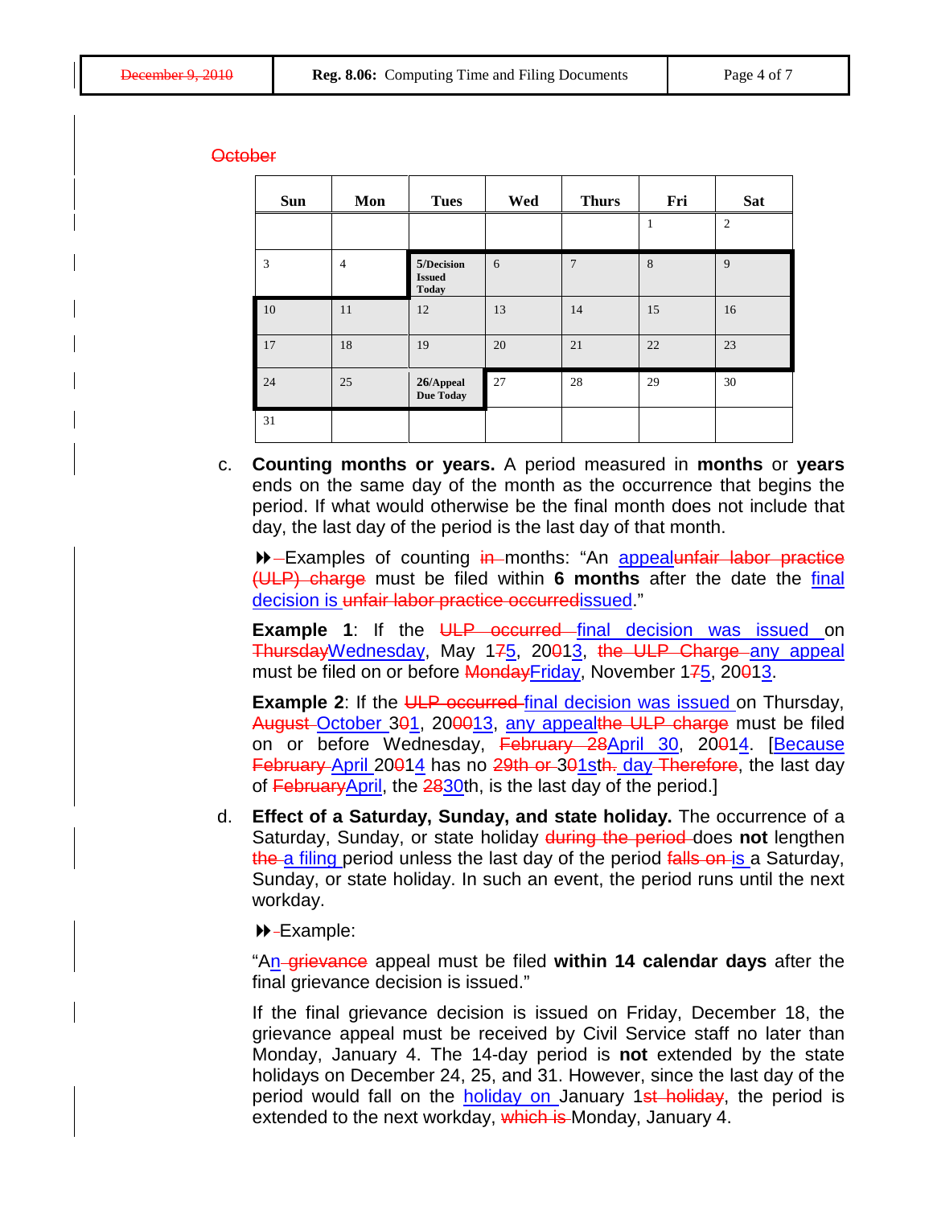~~October~~

| Sun | Mon | Tues | Wed | Thurs | Fri | Sat |
|---|---|---|---|---|---|---|
| | | | | | 1 | 2 |
| 3 | 4 | **5/Decision Issued Today** | 6 | 7 | 8 | 9 |
| 10 | 11 | 12 | 13 | 14 | 15 | 16 |
| 17 | 18 | 19 | 20 | 21 | 22 | 23 |
| 24 | 25 | **26/Appeal Due Today** | 27 | 28 | 29 | 30 |
| 31 | | | | | | |

c. **Counting months or years.** A period measured in **months** or **years** ends on the same day of the month as the occurrence that begins the period. If what would otherwise be the final month does not include that day, the last day of the period is the last day of that month.

⏩ Examples of counting ~~in~~ months: "An appeal~~unfair labor practice (ULP) charge~~ must be filed within **6 months** after the date the final decision is ~~unfair labor practice occurred~~issued."

**Example 1**: If the ~~ULP occurred~~ final decision was issued on ~~Thursday~~Wednesday, May 1~~7~~5, 20~~0~~13, ~~the ULP Charge~~ any appeal must be filed on or before ~~Monday~~Friday, November 1~~7~~5, 20~~0~~13.

**Example 2**: If the ~~ULP occurred~~ final decision was issued on Thursday, ~~August~~ October 3~~0~~1, 20~~00~~13, any appeal~~the ULP charge~~ must be filed on or before Wednesday, ~~February 28~~April 30, 20~~0~~14. [Because ~~February~~ April 20~~0~~14 has no ~~29th or~~ 3~~0~~1st~~h.~~ day ~~Therefore~~, the last day of ~~February~~April, the ~~28~~30th, is the last day of the period.]

d. **Effect of a Saturday, Sunday, and state holiday.** The occurrence of a Saturday, Sunday, or state holiday ~~during the period~~ does **not** lengthen ~~the~~ a filing period unless the last day of the period ~~falls on~~ is a Saturday, Sunday, or state holiday. In such an event, the period runs until the next workday.

⏩ Example:

"An ~~grievance~~ appeal must be filed **within 14 calendar days** after the final grievance decision is issued."

If the final grievance decision is issued on Friday, December 18, the grievance appeal must be received by Civil Service staff no later than Monday, January 4. The 14-day period is **not** extended by the state holidays on December 24, 25, and 31. However, since the last day of the period would fall on the holiday on January 1~~st holiday~~, the period is extended to the next workday, ~~which is~~ Monday, January 4.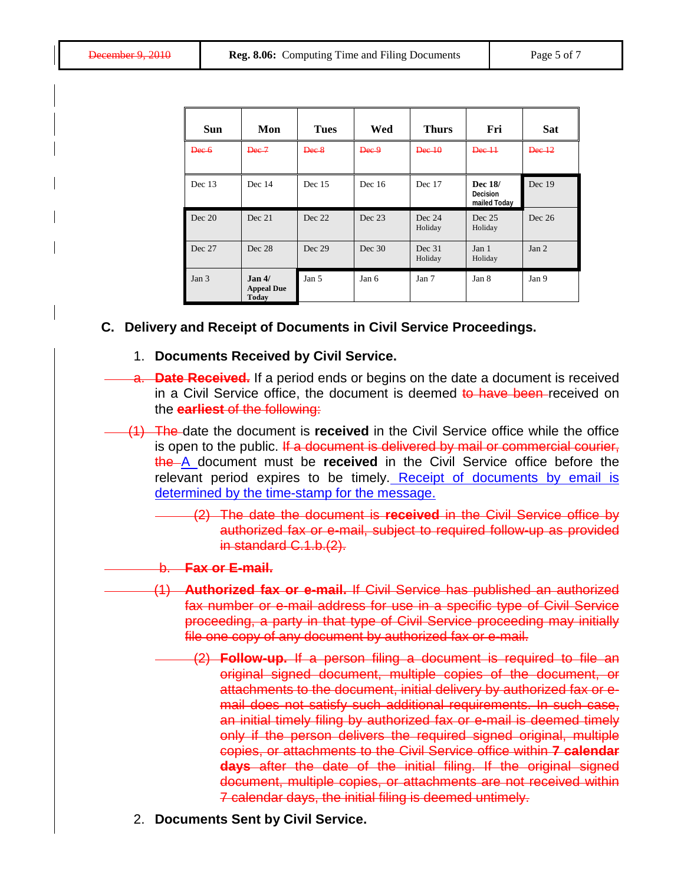| Sun | Mon | Tues | Wed | Thurs | Fri | Sat |
|---|---|---|---|---|---|---|
| ~~Dec 6~~ | ~~Dec 7~~ | ~~Dec 8~~ | ~~Dec 9~~ | ~~Dec 10~~ | ~~Dec 11~~ | ~~Dec 12~~ |
| Dec 13 | Dec 14 | Dec 15 | Dec 16 | Dec 17 | **Dec 18/ Decision mailed Today** | Dec 19 |
| Dec 20 | Dec 21 | Dec 22 | Dec 23 | Dec 24 Holiday | Dec 25 Holiday | Dec 26 |
| Dec 27 | Dec 28 | Dec 29 | Dec 30 | Dec 31 Holiday | Jan 1 Holiday | Jan 2 |
| Jan 3 | **Jan 4/ Appeal Due Today** | Jan 5 | Jan 6 | Jan 7 | Jan 8 | Jan 9 |

## C. Delivery and Receipt of Documents in Civil Service Proceedings.

1. **Documents Received by Civil Service.**

~~a.~~ ~~**Date Received.**~~ If a period ends or begins on the date a document is received in a Civil Service office, the document is deemed ~~to have been~~ received on the ~~**earliest** of the following:~~

~~(1) The~~ date the document is **received** in the Civil Service office while the office is open to the public. ~~If a document is delivered by mail or commercial courier, the~~ A document must be **received** in the Civil Service office before the relevant period expires to be timely. Receipt of documents by email is determined by the time-stamp for the message.

~~(2) The date the document is **received** in the Civil Service office by authorized fax or e-mail, subject to required follow-up as provided in standard C.1.b.(2).~~

~~b. **Fax or E-mail.**~~

~~(1) **Authorized fax or e-mail.** If Civil Service has published an authorized fax number or e-mail address for use in a specific type of Civil Service proceeding, a party in that type of Civil Service proceeding may initially file one copy of any document by authorized fax or e-mail.~~

~~(2) **Follow-up.** If a person filing a document is required to file an original signed document, multiple copies of the document, or attachments to the document, initial delivery by authorized fax or e-mail does not satisfy such additional requirements. In such case, an initial timely filing by authorized fax or e-mail is deemed timely only if the person delivers the required signed original, multiple copies, or attachments to the Civil Service office within **7 calendar days** after the date of the initial filing. If the original signed document, multiple copies, or attachments are not received within 7 calendar days, the initial filing is deemed untimely.~~

2. **Documents Sent by Civil Service.**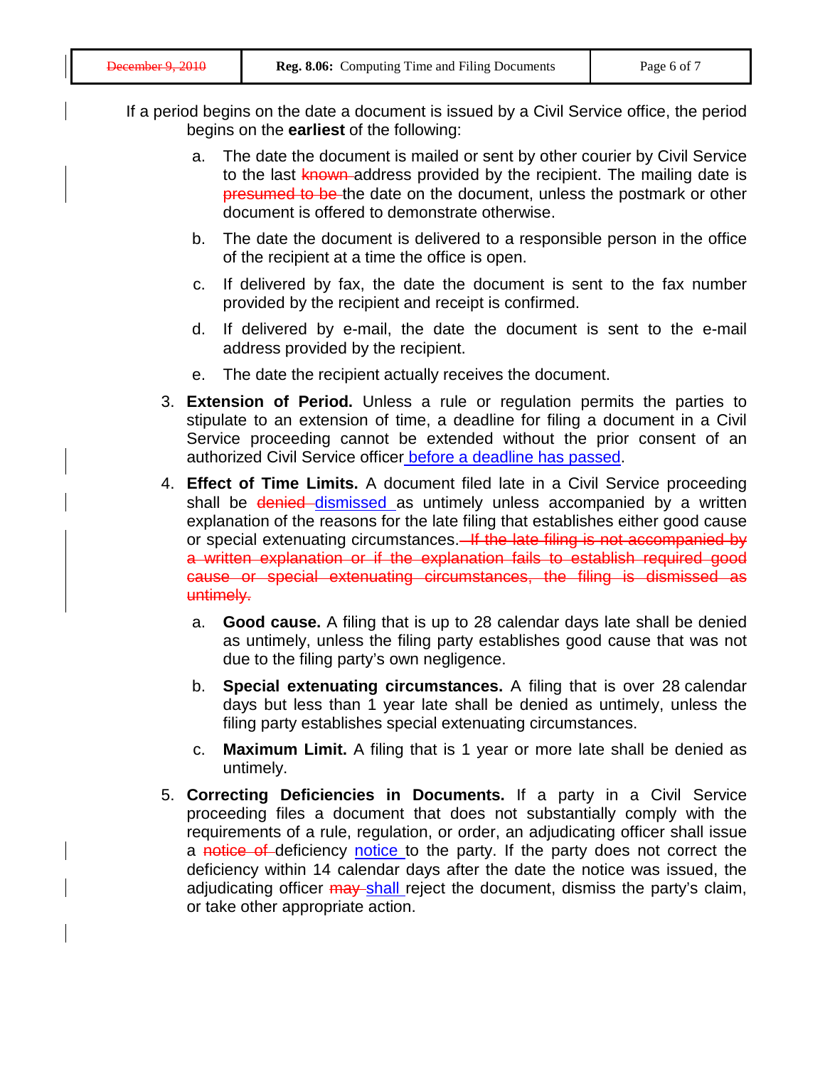If a period begins on the date a document is issued by a Civil Service office, the period begins on the **earliest** of the following:

a. The date the document is mailed or sent by other courier by Civil Service to the last ~~known~~ address provided by the recipient. The mailing date is ~~presumed to be~~ the date on the document, unless the postmark or other document is offered to demonstrate otherwise.

b. The date the document is delivered to a responsible person in the office of the recipient at a time the office is open.

c. If delivered by fax, the date the document is sent to the fax number provided by the recipient and receipt is confirmed.

d. If delivered by e-mail, the date the document is sent to the e-mail address provided by the recipient.

e. The date the recipient actually receives the document.

3. **Extension of Period.** Unless a rule or regulation permits the parties to stipulate to an extension of time, a deadline for filing a document in a Civil Service proceeding cannot be extended without the prior consent of an authorized Civil Service officer <u>before a deadline has passed</u>.

4. **Effect of Time Limits.** A document filed late in a Civil Service proceeding shall be ~~denied~~ <u>dismissed</u> as untimely unless accompanied by a written explanation of the reasons for the late filing that establishes either good cause or special extenuating circumstances. ~~If the late filing is not accompanied by a written explanation or if the explanation fails to establish required good cause or special extenuating circumstances, the filing is dismissed as untimely.~~

   a. **Good cause.** A filing that is up to 28 calendar days late shall be denied as untimely, unless the filing party establishes good cause that was not due to the filing party's own negligence.

   b. **Special extenuating circumstances.** A filing that is over 28 calendar days but less than 1 year late shall be denied as untimely, unless the filing party establishes special extenuating circumstances.

   c. **Maximum Limit.** A filing that is 1 year or more late shall be denied as untimely.

5. **Correcting Deficiencies in Documents.** If a party in a Civil Service proceeding files a document that does not substantially comply with the requirements of a rule, regulation, or order, an adjudicating officer shall issue a ~~notice of~~ deficiency <u>notice</u> to the party. If the party does not correct the deficiency within 14 calendar days after the date the notice was issued, the adjudicating officer ~~may~~ <u>shall</u> reject the document, dismiss the party's claim, or take other appropriate action.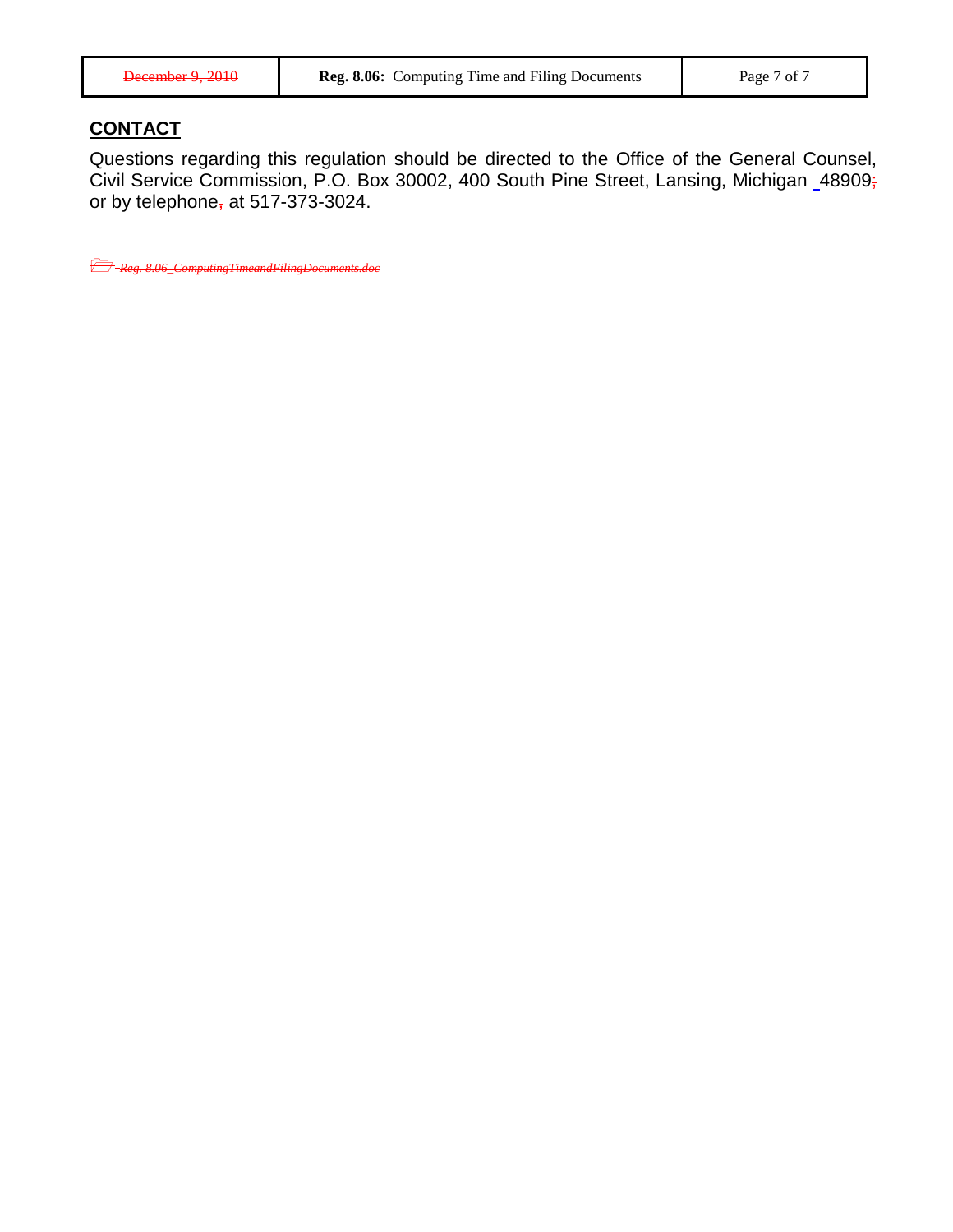## CONTACT

Questions regarding this regulation should be directed to the Office of the General Counsel, Civil Service Commission, P.O. Box 30002, 400 South Pine Street, Lansing, Michigan 48909; or by telephone, at 517-373-3024.

*Reg. 8.06_ComputingTimeandFilingDocuments.doc*